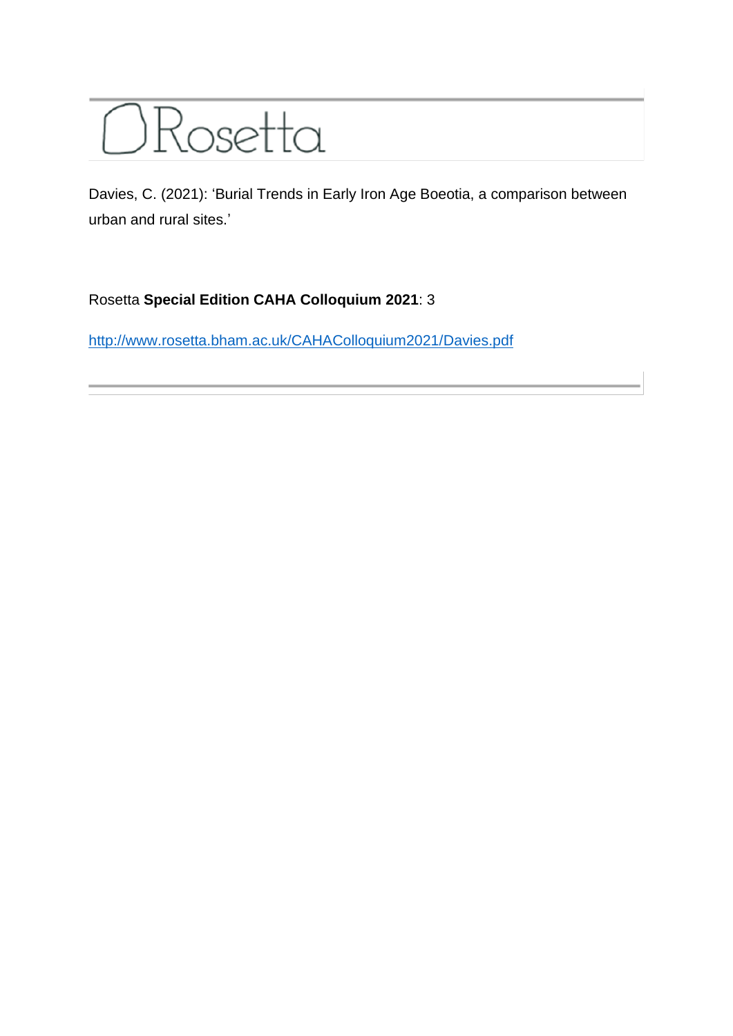# Rosetta

Davies, C. (2021): 'Burial Trends in Early Iron Age Boeotia, a comparison between urban and rural sites.'

Rosetta **Special Edition CAHA Colloquium 2021**: 3

http://www.rosetta.bham.ac.uk/CAHAColloquium2021/Davies.pdf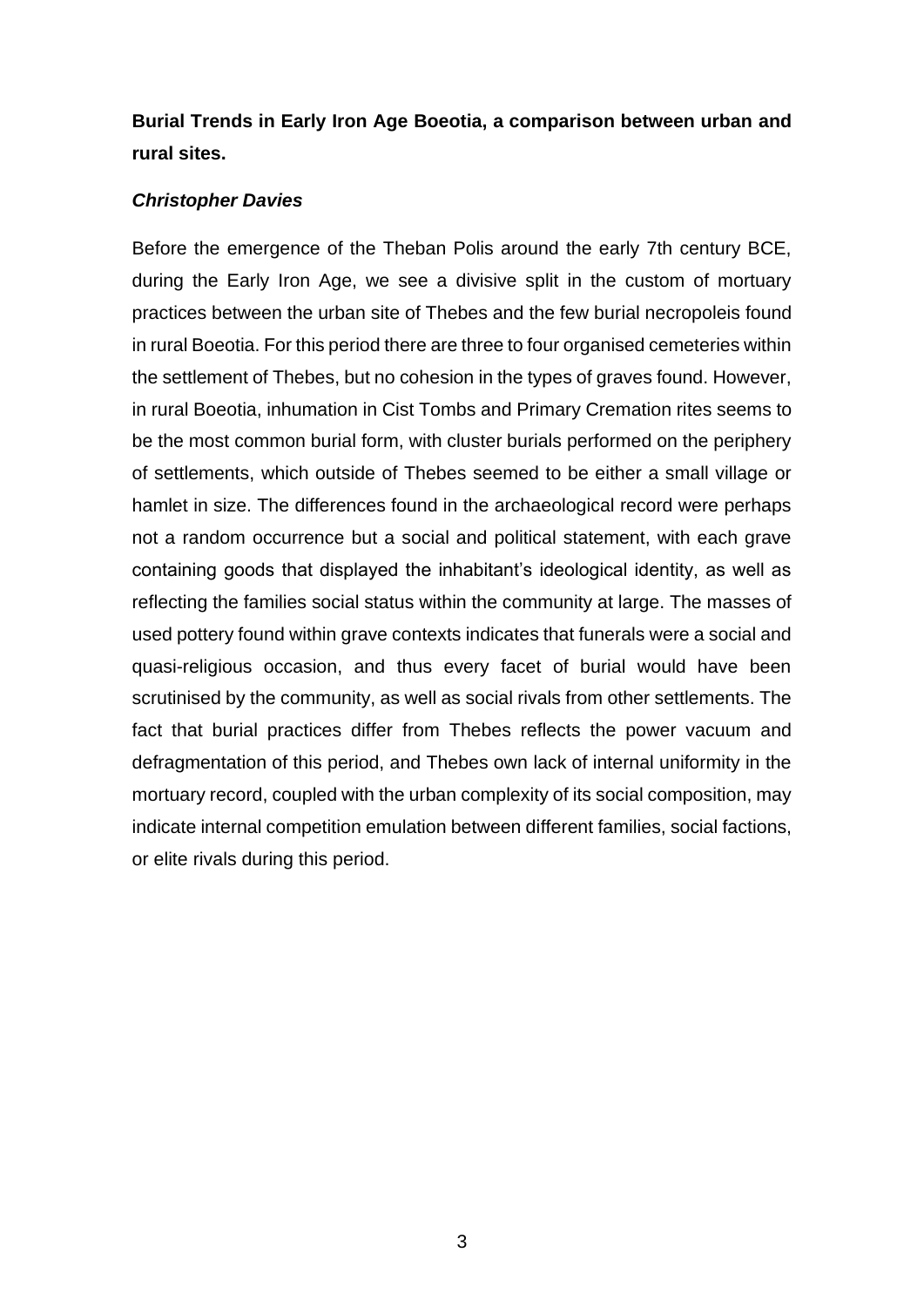**Burial Trends in Early Iron Age Boeotia, a comparison between urban and rural sites.**

***Christopher Davies***

Before the emergence of the Theban Polis around the early 7th century BCE, during the Early Iron Age, we see a divisive split in the custom of mortuary practices between the urban site of Thebes and the few burial necropoleis found in rural Boeotia. For this period there are three to four organised cemeteries within the settlement of Thebes, but no cohesion in the types of graves found. However, in rural Boeotia, inhumation in Cist Tombs and Primary Cremation rites seems to be the most common burial form, with cluster burials performed on the periphery of settlements, which outside of Thebes seemed to be either a small village or hamlet in size. The differences found in the archaeological record were perhaps not a random occurrence but a social and political statement, with each grave containing goods that displayed the inhabitant's ideological identity, as well as reflecting the families social status within the community at large. The masses of used pottery found within grave contexts indicates that funerals were a social and quasi-religious occasion, and thus every facet of burial would have been scrutinised by the community, as well as social rivals from other settlements. The fact that burial practices differ from Thebes reflects the power vacuum and defragmentation of this period, and Thebes own lack of internal uniformity in the mortuary record, coupled with the urban complexity of its social composition, may indicate internal competition emulation between different families, social factions, or elite rivals during this period.